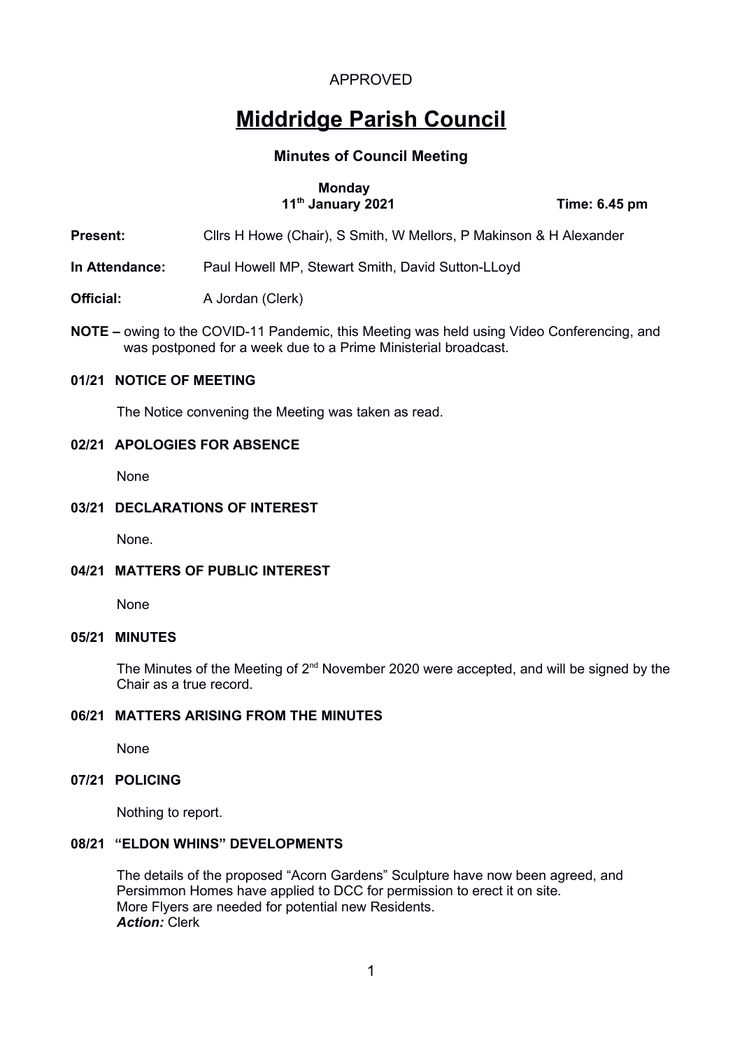APPROVED

# Middridge Parish Council

## Minutes of Council Meeting

**Monday**
**11th January 2021** **Time: 6.45 pm**

**Present:** Cllrs H Howe (Chair), S Smith, W Mellors, P Makinson & H Alexander

**In Attendance:** Paul Howell MP, Stewart Smith, David Sutton-LLoyd

**Official:** A Jordan (Clerk)

**NOTE –** owing to the COVID-11 Pandemic, this Meeting was held using Video Conferencing, and was postponed for a week due to a Prime Ministerial broadcast.

### 01/21 NOTICE OF MEETING

The Notice convening the Meeting was taken as read.

### 02/21 APOLOGIES FOR ABSENCE

None

### 03/21 DECLARATIONS OF INTEREST

None.

### 04/21 MATTERS OF PUBLIC INTEREST

None

### 05/21 MINUTES

The Minutes of the Meeting of 2nd November 2020 were accepted, and will be signed by the Chair as a true record.

### 06/21 MATTERS ARISING FROM THE MINUTES

None

### 07/21 POLICING

Nothing to report.

### 08/21 "ELDON WHINS" DEVELOPMENTS

The details of the proposed "Acorn Gardens" Sculpture have now been agreed, and Persimmon Homes have applied to DCC for permission to erect it on site.
More Flyers are needed for potential new Residents.
***Action:*** Clerk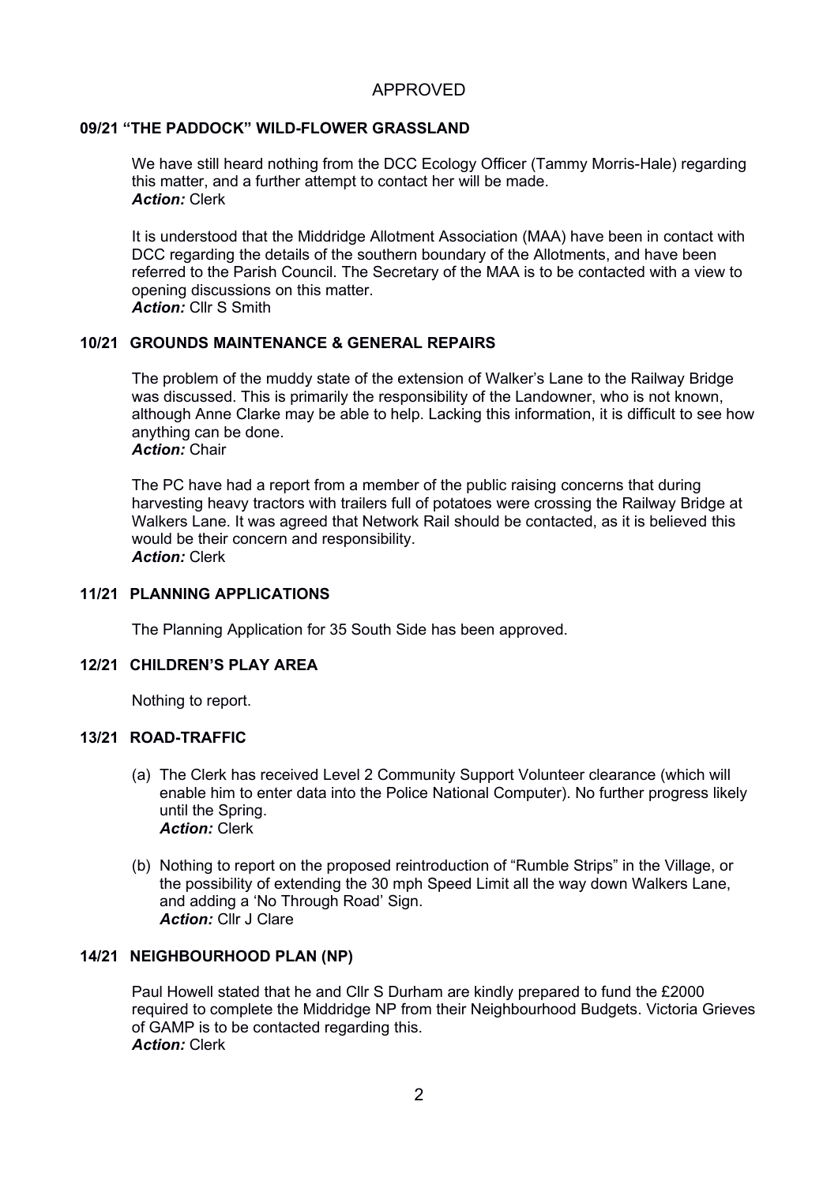APPROVED

**09/21 "THE PADDOCK" WILD-FLOWER GRASSLAND**

We have still heard nothing from the DCC Ecology Officer (Tammy Morris-Hale) regarding this matter, and a further attempt to contact her will be made.
***Action:*** Clerk

It is understood that the Middridge Allotment Association (MAA) have been in contact with DCC regarding the details of the southern boundary of the Allotments, and have been referred to the Parish Council. The Secretary of the MAA is to be contacted with a view to opening discussions on this matter.
***Action:*** Cllr S Smith

**10/21 GROUNDS MAINTENANCE & GENERAL REPAIRS**

The problem of the muddy state of the extension of Walker's Lane to the Railway Bridge was discussed. This is primarily the responsibility of the Landowner, who is not known, although Anne Clarke may be able to help. Lacking this information, it is difficult to see how anything can be done.
***Action:*** Chair

The PC have had a report from a member of the public raising concerns that during harvesting heavy tractors with trailers full of potatoes were crossing the Railway Bridge at Walkers Lane. It was agreed that Network Rail should be contacted, as it is believed this would be their concern and responsibility.
***Action:*** Clerk

**11/21 PLANNING APPLICATIONS**

The Planning Application for 35 South Side has been approved.

**12/21 CHILDREN'S PLAY AREA**

Nothing to report.

**13/21 ROAD-TRAFFIC**

(a) The Clerk has received Level 2 Community Support Volunteer clearance (which will enable him to enter data into the Police National Computer). No further progress likely until the Spring.
***Action:*** Clerk

(b) Nothing to report on the proposed reintroduction of "Rumble Strips" in the Village, or the possibility of extending the 30 mph Speed Limit all the way down Walkers Lane, and adding a 'No Through Road' Sign.
***Action:*** Cllr J Clare

**14/21 NEIGHBOURHOOD PLAN (NP)**

Paul Howell stated that he and Cllr S Durham are kindly prepared to fund the £2000 required to complete the Middridge NP from their Neighbourhood Budgets. Victoria Grieves of GAMP is to be contacted regarding this.
***Action:*** Clerk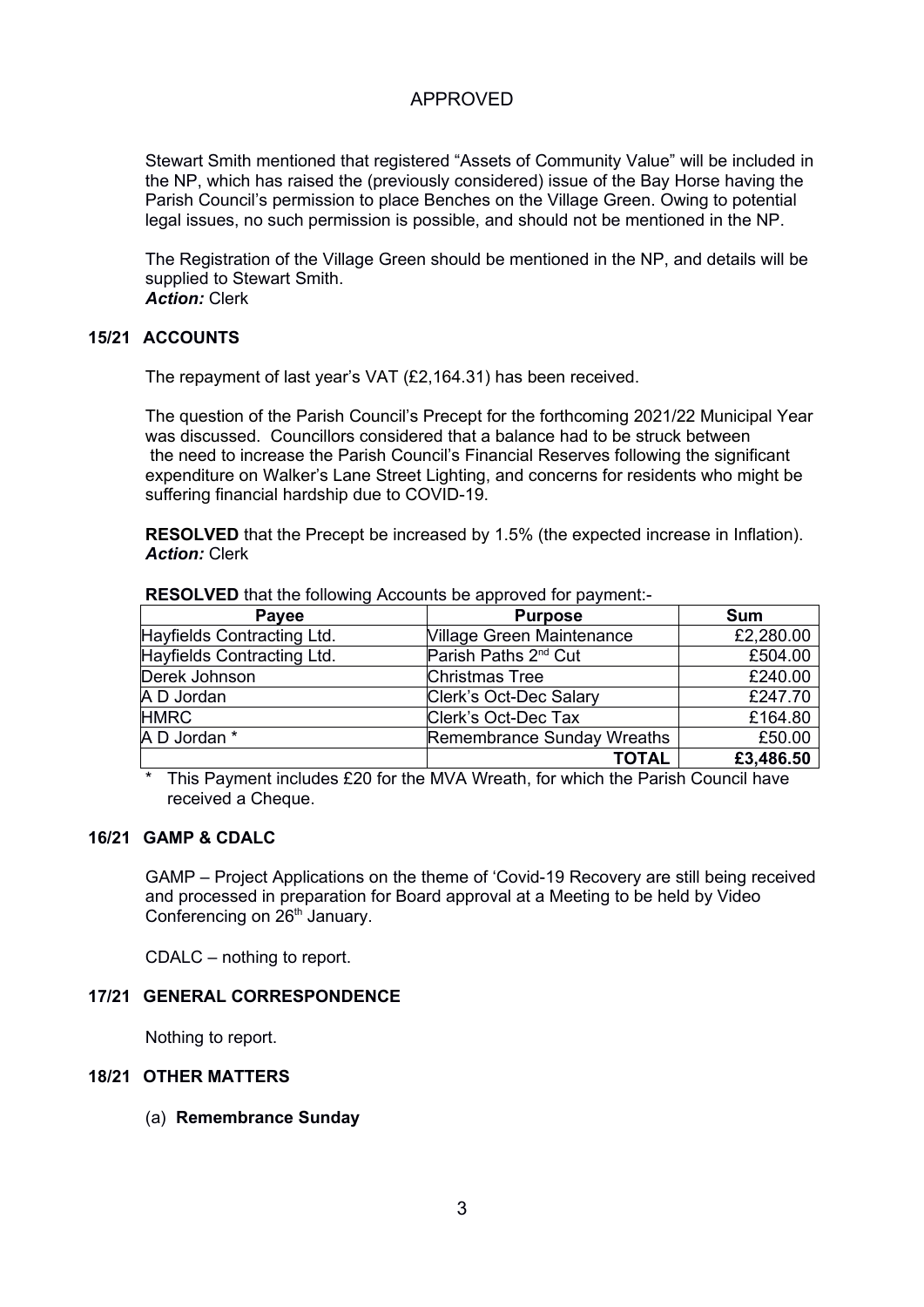APPROVED

Stewart Smith mentioned that registered "Assets of Community Value" will be included in the NP, which has raised the (previously considered) issue of the Bay Horse having the Parish Council's permission to place Benches on the Village Green. Owing to potential legal issues, no such permission is possible, and should not be mentioned in the NP.

The Registration of the Village Green should be mentioned in the NP, and details will be supplied to Stewart Smith.
***Action:*** Clerk

### 15/21 ACCOUNTS

The repayment of last year's VAT (£2,164.31) has been received.

The question of the Parish Council's Precept for the forthcoming 2021/22 Municipal Year was discussed. Councillors considered that a balance had to be struck between the need to increase the Parish Council's Financial Reserves following the significant expenditure on Walker's Lane Street Lighting, and concerns for residents who might be suffering financial hardship due to COVID-19.

**RESOLVED** that the Precept be increased by 1.5% (the expected increase in Inflation).
***Action:*** Clerk

**RESOLVED** that the following Accounts be approved for payment:-

| Payee | Purpose | Sum |
|---|---|---|
| Hayfields Contracting Ltd. | Village Green Maintenance | £2,280.00 |
| Hayfields Contracting Ltd. | Parish Paths 2nd Cut | £504.00 |
| Derek Johnson | Christmas Tree | £240.00 |
| A D Jordan | Clerk's Oct-Dec Salary | £247.70 |
| HMRC | Clerk's Oct-Dec Tax | £164.80 |
| A D Jordan * | Remembrance Sunday Wreaths | £50.00 |
| | **TOTAL** | **£3,486.50** |

\* This Payment includes £20 for the MVA Wreath, for which the Parish Council have received a Cheque.

### 16/21 GAMP & CDALC

GAMP – Project Applications on the theme of 'Covid-19 Recovery are still being received and processed in preparation for Board approval at a Meeting to be held by Video Conferencing on 26th January.

CDALC – nothing to report.

### 17/21 GENERAL CORRESPONDENCE

Nothing to report.

### 18/21 OTHER MATTERS

(a) **Remembrance Sunday**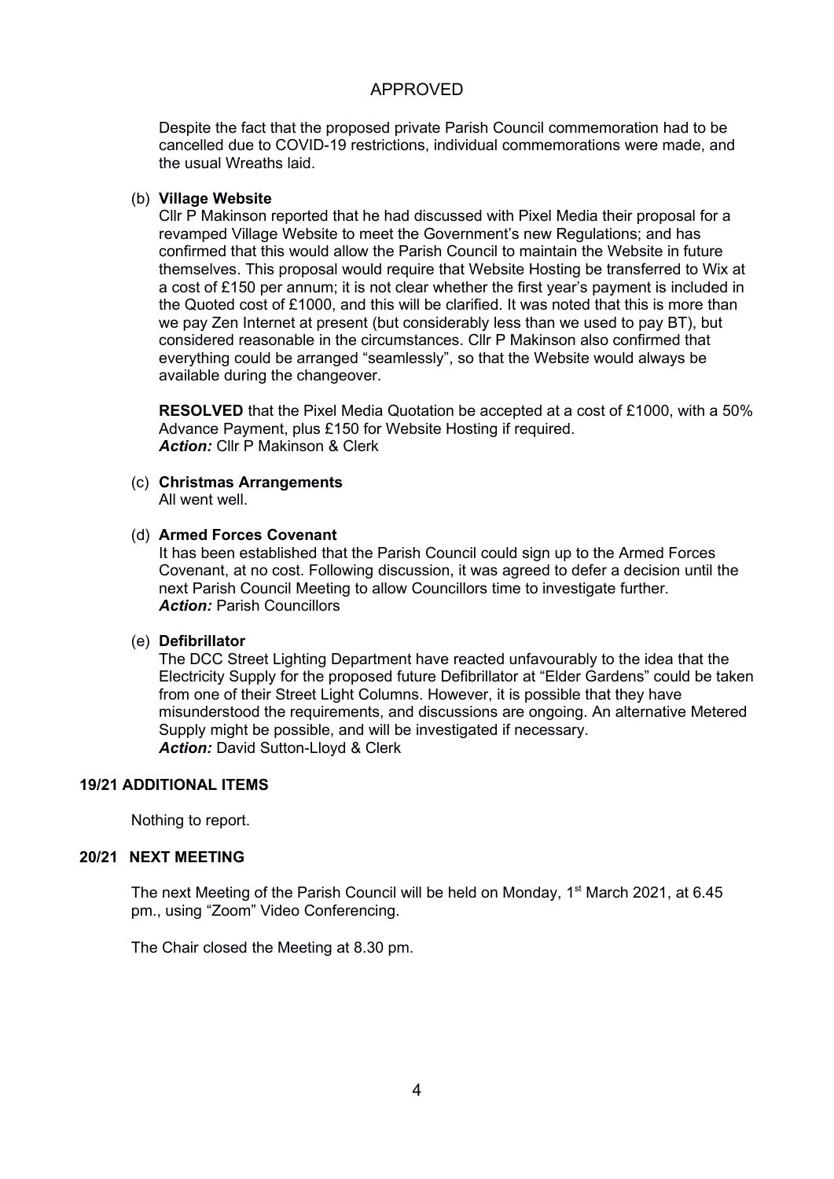APPROVED

Despite the fact that the proposed private Parish Council commemoration had to be cancelled due to COVID-19 restrictions, individual commemorations were made, and the usual Wreaths laid.

(b) **Village Website**

Cllr P Makinson reported that he had discussed with Pixel Media their proposal for a revamped Village Website to meet the Government's new Regulations; and has confirmed that this would allow the Parish Council to maintain the Website in future themselves. This proposal would require that Website Hosting be transferred to Wix at a cost of £150 per annum; it is not clear whether the first year's payment is included in the Quoted cost of £1000, and this will be clarified. It was noted that this is more than we pay Zen Internet at present (but considerably less than we used to pay BT), but considered reasonable in the circumstances. Cllr P Makinson also confirmed that everything could be arranged "seamlessly", so that the Website would always be available during the changeover.

**RESOLVED** that the Pixel Media Quotation be accepted at a cost of £1000, with a 50% Advance Payment, plus £150 for Website Hosting if required.
***Action:*** Cllr P Makinson & Clerk

(c) **Christmas Arrangements**

All went well.

(d) **Armed Forces Covenant**

It has been established that the Parish Council could sign up to the Armed Forces Covenant, at no cost. Following discussion, it was agreed to defer a decision until the next Parish Council Meeting to allow Councillors time to investigate further.
***Action:*** Parish Councillors

(e) **Defibrillator**

The DCC Street Lighting Department have reacted unfavourably to the idea that the Electricity Supply for the proposed future Defibrillator at "Elder Gardens" could be taken from one of their Street Light Columns. However, it is possible that they have misunderstood the requirements, and discussions are ongoing. An alternative Metered Supply might be possible, and will be investigated if necessary.
***Action:*** David Sutton-Lloyd & Clerk

**19/21 ADDITIONAL ITEMS**

Nothing to report.

**20/21 NEXT MEETING**

The next Meeting of the Parish Council will be held on Monday, 1st March 2021, at 6.45 pm., using "Zoom" Video Conferencing.

The Chair closed the Meeting at 8.30 pm.